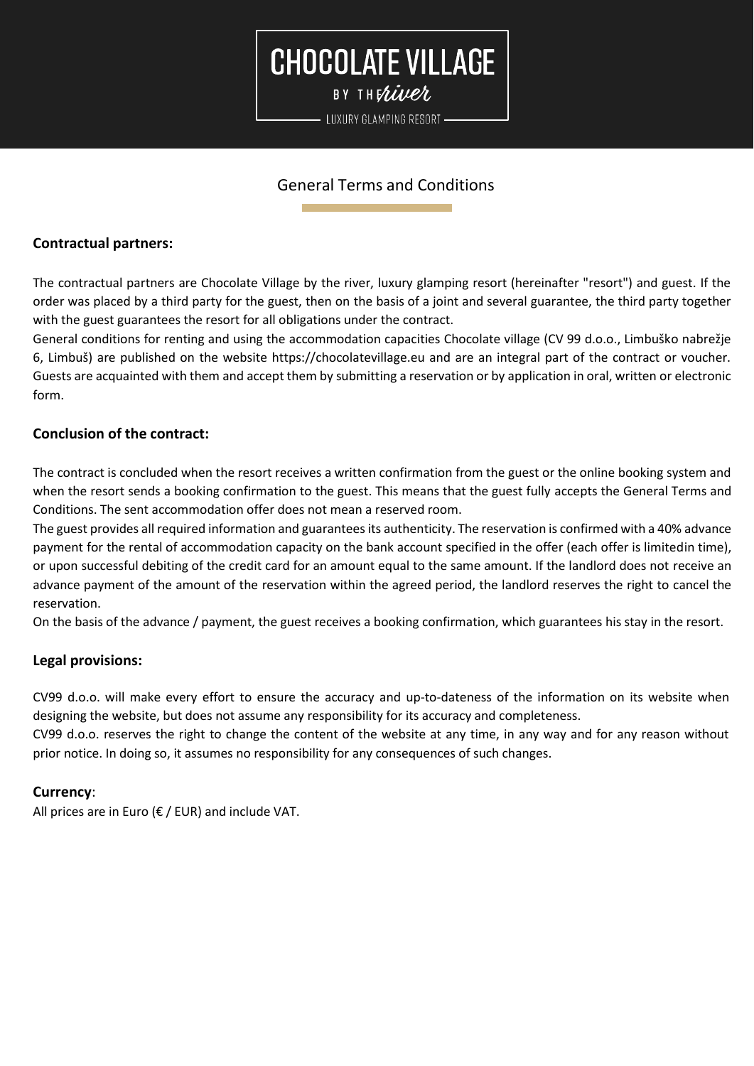# CHOCOLATE VILLAGE

BY THE river

LUXURY GLAMPING RESORT

## General Terms and Conditions

### Contractual partners:

The contractual partners are Chocolate Village by the river, luxury glamping resort (hereinafter "resort") and guest. If the order was placed by a third party for the guest, then on the basis of a joint and several guarantee, the third party together with the guest guarantees the resort for all obligations under the contract.

General conditions for renting and using the accommodation capacities Chocolate village (CV 99 d.o.o., Limbuško nabrežje 6, Limbuš) are published on the website https://chocolatevillage.eu and are an integral part of the contract or voucher. Guests are acquainted with them and accept them by submitting a reservation or by application in oral, written or electronic form.

### Conclusion of the contract:

The contract is concluded when the resort receives a written confirmation from the guest or the online booking system and when the resort sends a booking confirmation to the guest. This means that the guest fully accepts the General Terms and Conditions. The sent accommodation offer does not mean a reserved room.

The guest provides all required information and guarantees its authenticity. The reservation is confirmed with a 40% advance payment for the rental of accommodation capacity on the bank account specified in the offer (each offer is limitedin time), or upon successful debiting of the credit card for an amount equal to the same amount. If the landlord does not receive an advance payment of the amount of the reservation within the agreed period, the landlord reserves the right to cancel the reservation.

On the basis of the advance / payment, the guest receives a booking confirmation, which guarantees his stay in the resort.

### Legal provisions:

CV99 d.o.o. will make every effort to ensure the accuracy and up-to-dateness of the information on its website when designing the website, but does not assume any responsibility for its accuracy and completeness.

CV99 d.o.o. reserves the right to change the content of the website at any time, in any way and for any reason without prior notice. In doing so, it assumes no responsibility for any consequences of such changes.

**Currency**:

All prices are in Euro (€ / EUR) and include VAT.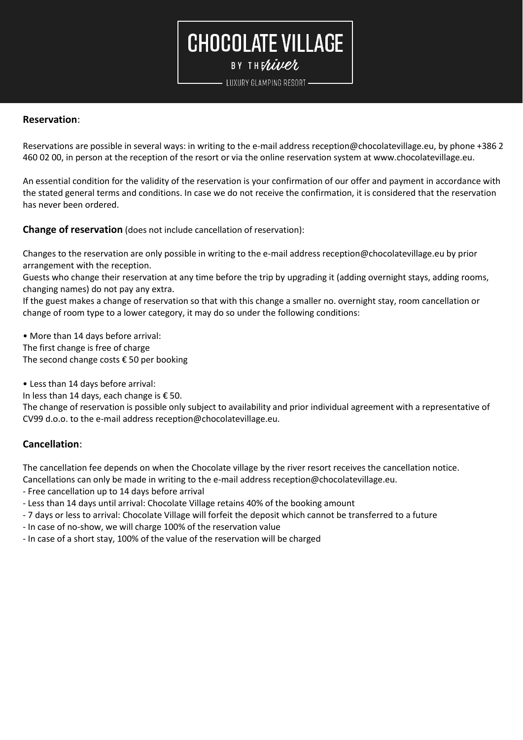**Reservation**:

Reservations are possible in several ways: in writing to the e-mail address reception@chocolatevillage.eu, by phone +386 2 460 02 00, in person at the reception of the resort or via the online reservation system at www.chocolatevillage.eu.

An essential condition for the validity of the reservation is your confirmation of our offer and payment in accordance with the stated general terms and conditions. In case we do not receive the confirmation, it is considered that the reservation has never been ordered.

**Change of reservation** (does not include cancellation of reservation):

Changes to the reservation are only possible in writing to the e-mail address reception@chocolatevillage.eu by prior arrangement with the reception.
Guests who change their reservation at any time before the trip by upgrading it (adding overnight stays, adding rooms, changing names) do not pay any extra.
If the guest makes a change of reservation so that with this change a smaller no. overnight stay, room cancellation or change of room type to a lower category, it may do so under the following conditions:

• More than 14 days before arrival:
The first change is free of charge
The second change costs € 50 per booking

• Less than 14 days before arrival:
In less than 14 days, each change is € 50.
The change of reservation is possible only subject to availability and prior individual agreement with a representative of CV99 d.o.o. to the e-mail address reception@chocolatevillage.eu.

**Cancellation**:

The cancellation fee depends on when the Chocolate village by the river resort receives the cancellation notice.
Cancellations can only be made in writing to the e-mail address reception@chocolatevillage.eu.
- Free cancellation up to 14 days before arrival
- Less than 14 days until arrival: Chocolate Village retains 40% of the booking amount
- 7 days or less to arrival: Chocolate Village will forfeit the deposit which cannot be transferred to a future
- In case of no-show, we will charge 100% of the reservation value
- In case of a short stay, 100% of the value of the reservation will be charged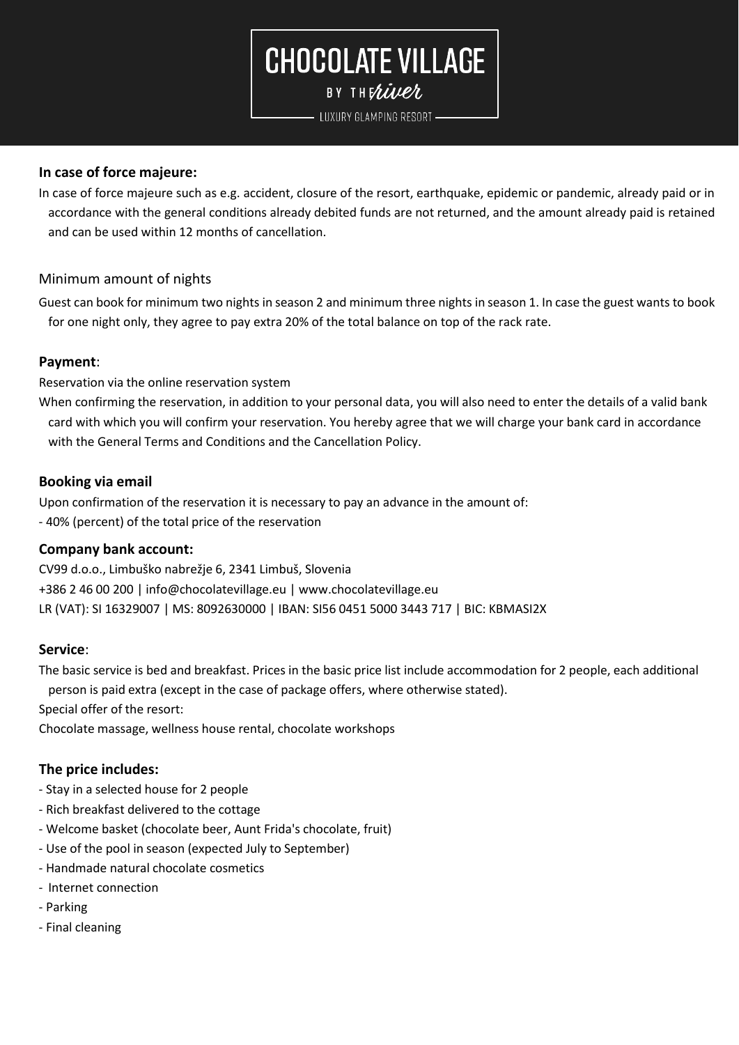**In case of force majeure:**

In case of force majeure such as e.g. accident, closure of the resort, earthquake, epidemic or pandemic, already paid or in accordance with the general conditions already debited funds are not returned, and the amount already paid is retained and can be used within 12 months of cancellation.

## Minimum amount of nights

Guest can book for minimum two nights in season 2 and minimum three nights in season 1. In case the guest wants to book for one night only, they agree to pay extra 20% of the total balance on top of the rack rate.

**Payment**:

Reservation via the online reservation system

When confirming the reservation, in addition to your personal data, you will also need to enter the details of a valid bank card with which you will confirm your reservation. You hereby agree that we will charge your bank card in accordance with the General Terms and Conditions and the Cancellation Policy.

**Booking via email**

Upon confirmation of the reservation it is necessary to pay an advance in the amount of:

- 40% (percent) of the total price of the reservation

**Company bank account:**

CV99 d.o.o., Limbuško nabrežje 6, 2341 Limbuš, Slovenia
+386 2 46 00 200 | info@chocolatevillage.eu | www.chocolatevillage.eu
LR (VAT): SI 16329007 | MS: 8092630000 | IBAN: SI56 0451 5000 3443 717 | BIC: KBMASI2X

**Service**:

The basic service is bed and breakfast. Prices in the basic price list include accommodation for 2 people, each additional person is paid extra (except in the case of package offers, where otherwise stated).

Special offer of the resort:

Chocolate massage, wellness house rental, chocolate workshops

**The price includes:**

- Stay in a selected house for 2 people
- Rich breakfast delivered to the cottage
- Welcome basket (chocolate beer, Aunt Frida's chocolate, fruit)
- Use of the pool in season (expected July to September)
- Handmade natural chocolate cosmetics
- Internet connection
- Parking
- Final cleaning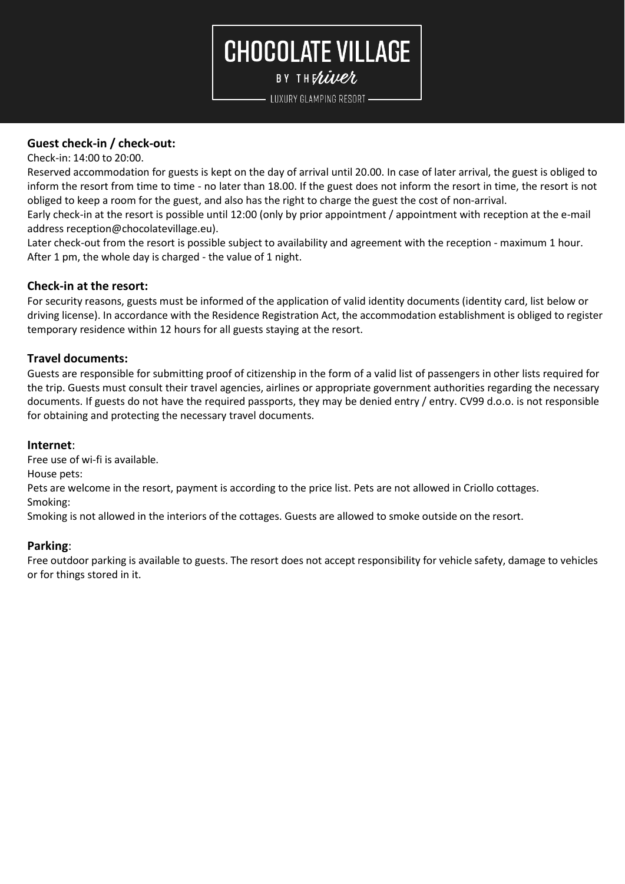# CHOCOLATE VILLAGE

BY THE river

LUXURY GLAMPING RESORT

**Guest check-in / check-out:**

Check-in: 14:00 to 20:00.

Reserved accommodation for guests is kept on the day of arrival until 20.00. In case of later arrival, the guest is obliged to inform the resort from time to time - no later than 18.00. If the guest does not inform the resort in time, the resort is not obliged to keep a room for the guest, and also has the right to charge the guest the cost of non-arrival.

Early check-in at the resort is possible until 12:00 (only by prior appointment / appointment with reception at the e-mail address reception@chocolatevillage.eu).

Later check-out from the resort is possible subject to availability and agreement with the reception - maximum 1 hour. After 1 pm, the whole day is charged - the value of 1 night.

**Check-in at the resort:**

For security reasons, guests must be informed of the application of valid identity documents (identity card, list below or driving license). In accordance with the Residence Registration Act, the accommodation establishment is obliged to register temporary residence within 12 hours for all guests staying at the resort.

**Travel documents:**

Guests are responsible for submitting proof of citizenship in the form of a valid list of passengers in other lists required for the trip. Guests must consult their travel agencies, airlines or appropriate government authorities regarding the necessary documents. If guests do not have the required passports, they may be denied entry / entry. CV99 d.o.o. is not responsible for obtaining and protecting the necessary travel documents.

**Internet**:

Free use of wi-fi is available.

House pets:

Pets are welcome in the resort, payment is according to the price list. Pets are not allowed in Criollo cottages.

Smoking:

Smoking is not allowed in the interiors of the cottages. Guests are allowed to smoke outside on the resort.

**Parking**:

Free outdoor parking is available to guests. The resort does not accept responsibility for vehicle safety, damage to vehicles or for things stored in it.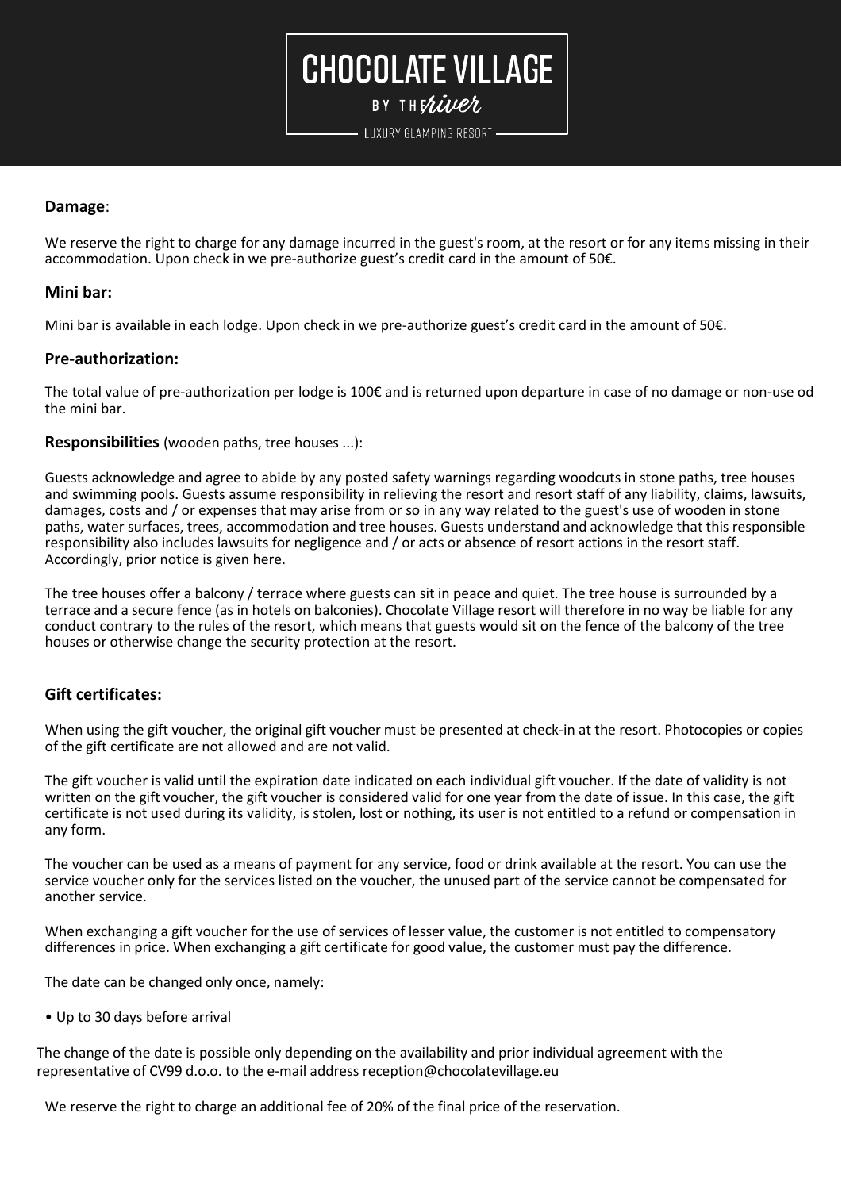**Damage**:

We reserve the right to charge for any damage incurred in the guest's room, at the resort or for any items missing in their accommodation. Upon check in we pre-authorize guest's credit card in the amount of 50€.

### Mini bar:

Mini bar is available in each lodge. Upon check in we pre-authorize guest's credit card in the amount of 50€.

### Pre-authorization:

The total value of pre-authorization per lodge is 100€ and is returned upon departure in case of no damage or non-use od the mini bar.

**Responsibilities** (wooden paths, tree houses ...):

Guests acknowledge and agree to abide by any posted safety warnings regarding woodcuts in stone paths, tree houses and swimming pools. Guests assume responsibility in relieving the resort and resort staff of any liability, claims, lawsuits, damages, costs and / or expenses that may arise from or so in any way related to the guest's use of wooden in stone paths, water surfaces, trees, accommodation and tree houses. Guests understand and acknowledge that this responsible responsibility also includes lawsuits for negligence and / or acts or absence of resort actions in the resort staff. Accordingly, prior notice is given here.

The tree houses offer a balcony / terrace where guests can sit in peace and quiet. The tree house is surrounded by a terrace and a secure fence (as in hotels on balconies). Chocolate Village resort will therefore in no way be liable for any conduct contrary to the rules of the resort, which means that guests would sit on the fence of the balcony of the tree houses or otherwise change the security protection at the resort.

### Gift certificates:

When using the gift voucher, the original gift voucher must be presented at check-in at the resort. Photocopies or copies of the gift certificate are not allowed and are not valid.

The gift voucher is valid until the expiration date indicated on each individual gift voucher. If the date of validity is not written on the gift voucher, the gift voucher is considered valid for one year from the date of issue. In this case, the gift certificate is not used during its validity, is stolen, lost or nothing, its user is not entitled to a refund or compensation in any form.

The voucher can be used as a means of payment for any service, food or drink available at the resort. You can use the service voucher only for the services listed on the voucher, the unused part of the service cannot be compensated for another service.

When exchanging a gift voucher for the use of services of lesser value, the customer is not entitled to compensatory differences in price. When exchanging a gift certificate for good value, the customer must pay the difference.

The date can be changed only once, namely:

- Up to 30 days before arrival

The change of the date is possible only depending on the availability and prior individual agreement with the representative of CV99 d.o.o. to the e-mail address reception@chocolatevillage.eu

We reserve the right to charge an additional fee of 20% of the final price of the reservation.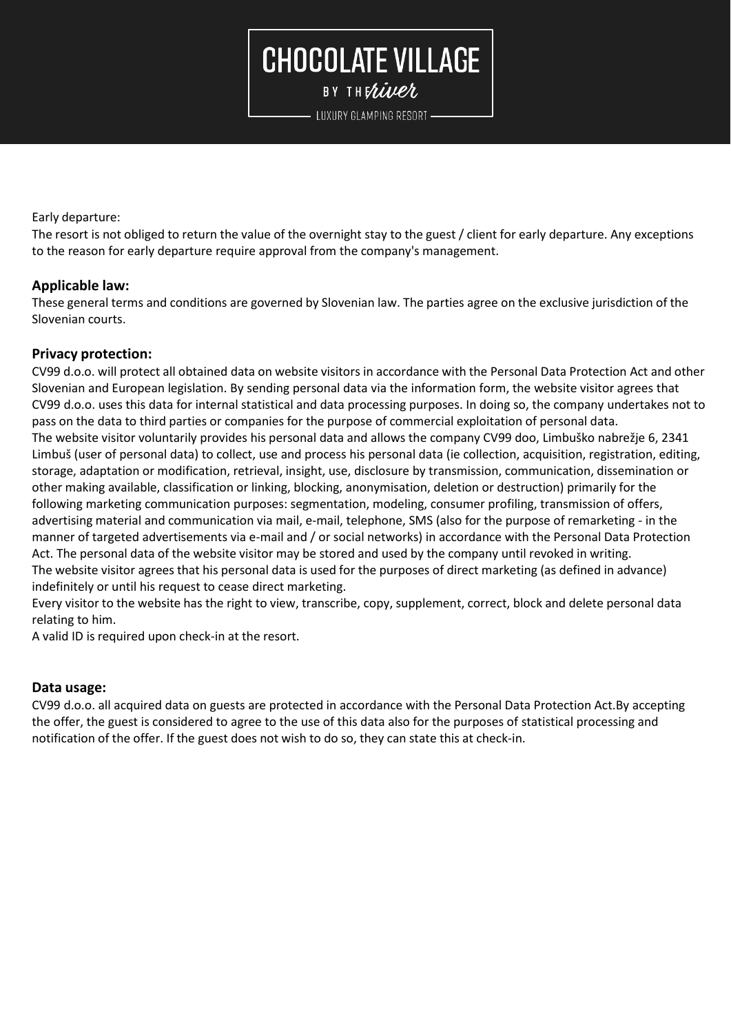Early departure:

The resort is not obliged to return the value of the overnight stay to the guest / client for early departure. Any exceptions to the reason for early departure require approval from the company's management.

**Applicable law:**

These general terms and conditions are governed by Slovenian law. The parties agree on the exclusive jurisdiction of the Slovenian courts.

**Privacy protection:**

CV99 d.o.o. will protect all obtained data on website visitors in accordance with the Personal Data Protection Act and other Slovenian and European legislation. By sending personal data via the information form, the website visitor agrees that CV99 d.o.o. uses this data for internal statistical and data processing purposes. In doing so, the company undertakes not to pass on the data to third parties or companies for the purpose of commercial exploitation of personal data.
The website visitor voluntarily provides his personal data and allows the company CV99 doo, Limbuško nabrežje 6, 2341 Limbuš (user of personal data) to collect, use and process his personal data (ie collection, acquisition, registration, editing, storage, adaptation or modification, retrieval, insight, use, disclosure by transmission, communication, dissemination or other making available, classification or linking, blocking, anonymisation, deletion or destruction) primarily for the following marketing communication purposes: segmentation, modeling, consumer profiling, transmission of offers, advertising material and communication via mail, e-mail, telephone, SMS (also for the purpose of remarketing - in the manner of targeted advertisements via e-mail and / or social networks) in accordance with the Personal Data Protection Act. The personal data of the website visitor may be stored and used by the company until revoked in writing.
The website visitor agrees that his personal data is used for the purposes of direct marketing (as defined in advance) indefinitely or until his request to cease direct marketing.
Every visitor to the website has the right to view, transcribe, copy, supplement, correct, block and delete personal data relating to him.
A valid ID is required upon check-in at the resort.

**Data usage:**

CV99 d.o.o. all acquired data on guests are protected in accordance with the Personal Data Protection Act.By accepting the offer, the guest is considered to agree to the use of this data also for the purposes of statistical processing and notification of the offer. If the guest does not wish to do so, they can state this at check-in.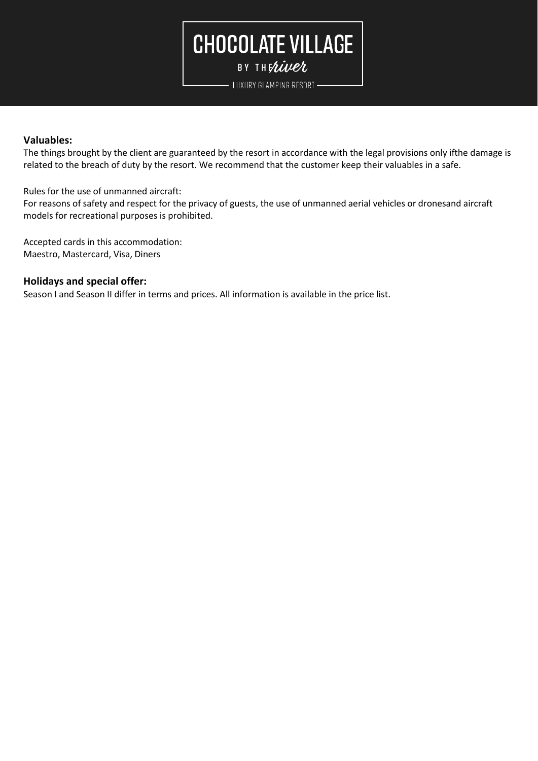**Valuables:**

The things brought by the client are guaranteed by the resort in accordance with the legal provisions only ifthe damage is related to the breach of duty by the resort. We recommend that the customer keep their valuables in a safe.

Rules for the use of unmanned aircraft:

For reasons of safety and respect for the privacy of guests, the use of unmanned aerial vehicles or dronesand aircraft models for recreational purposes is prohibited.

Accepted cards in this accommodation:
Maestro, Mastercard, Visa, Diners

**Holidays and special offer:**

Season I and Season II differ in terms and prices. All information is available in the price list.